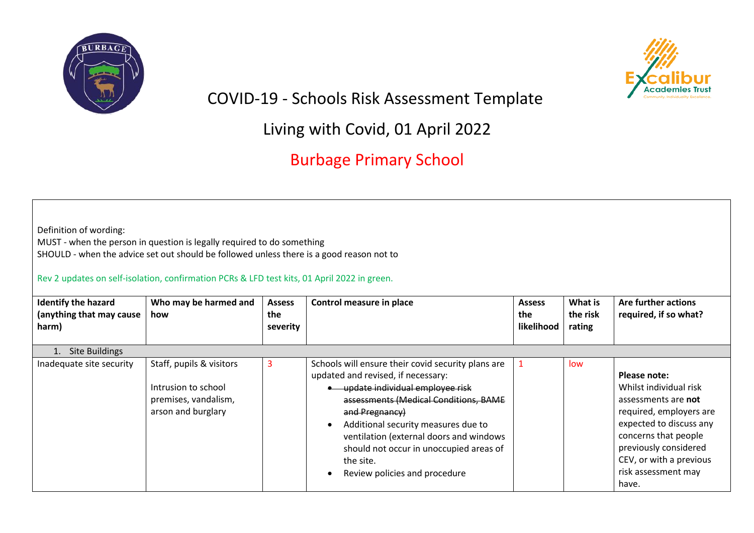# COVID-19 - Schools Risk Assessment Template

## Living with Covid, 01 April 2022

## Burbage Primary School

Definition of wording:
MUST - when the person in question is legally required to do something
SHOULD - when the advice set out should be followed unless there is a good reason not to

Rev 2 updates on self-isolation, confirmation PCRs & LFD test kits, 01 April 2022 in green.

| Identify the hazard (anything that may cause harm) | Who may be harmed and how | Assess the severity | Control measure in place | Assess the likelihood | What is the risk rating | Are further actions required, if so what? |
|---|---|---|---|---|---|---|
| 1. Site Buildings | | | | | | |
| Inadequate site security | Staff, pupils & visitors<br><br>Intrusion to school premises, vandalism, arson and burglary | 3 | Schools will ensure their covid security plans are updated and revised, if necessary:<br>• ~~update individual employee risk assessments (Medical Conditions, BAME and Pregnancy)~~<br>• Additional security measures due to ventilation (external doors and windows should not occur in unoccupied areas of the site.<br>• Review policies and procedure | 1 | low | **Please note:**<br>Whilst individual risk assessments are **not** required, employers are expected to discuss any concerns that people previously considered CEV, or with a previous risk assessment may have. |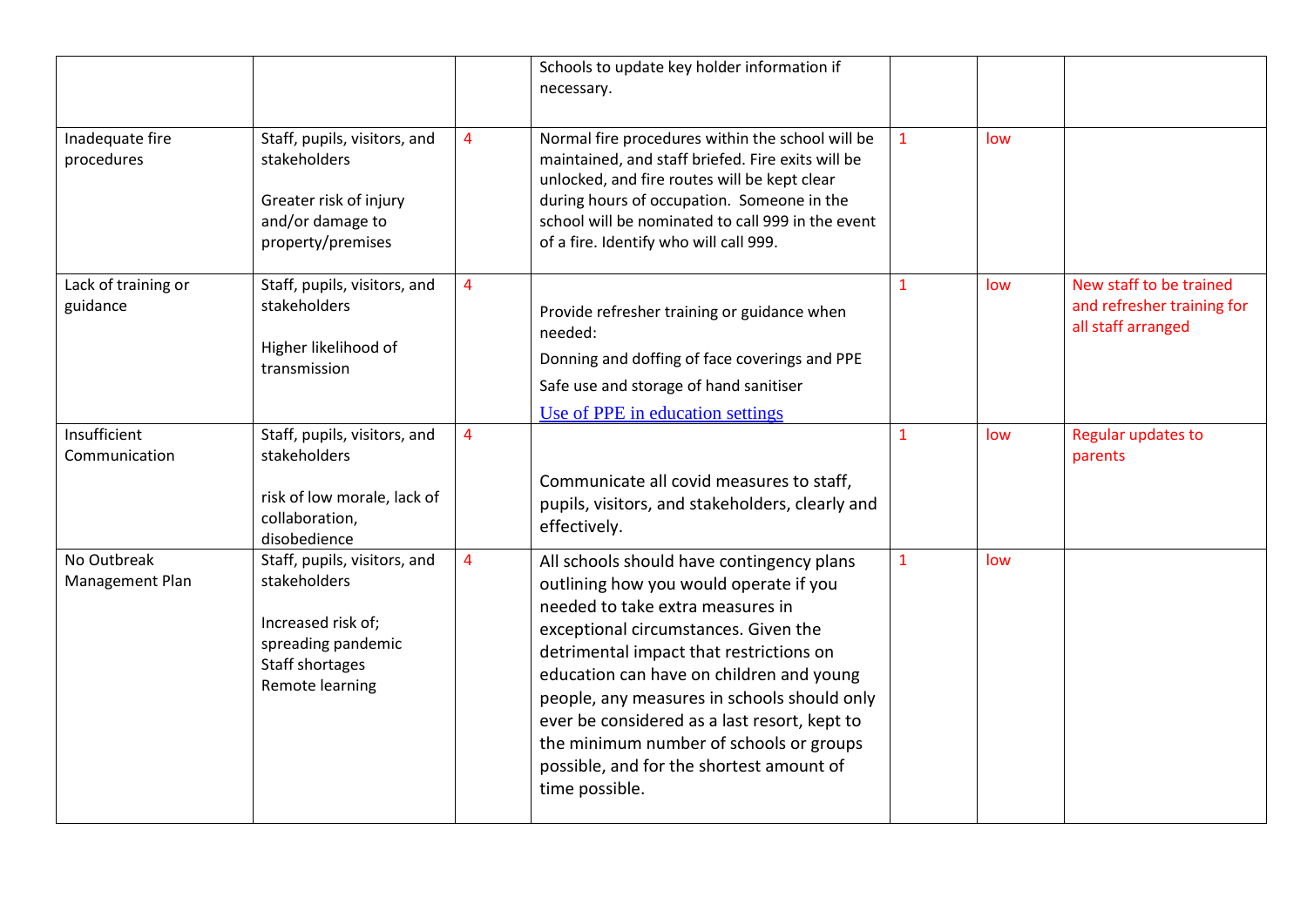| | | | | | | |
|---|---|---|---|---|---|---|
| | | | Schools to update key holder information if necessary. | | | |
| Inadequate fire procedures | Staff, pupils, visitors, and stakeholders<br><br>Greater risk of injury and/or damage to property/premises | 4 | Normal fire procedures within the school will be maintained, and staff briefed. Fire exits will be unlocked, and fire routes will be kept clear during hours of occupation. Someone in the school will be nominated to call 999 in the event of a fire. Identify who will call 999. | 1 | low | |
| Lack of training or guidance | Staff, pupils, visitors, and stakeholders<br><br>Higher likelihood of transmission | 4 | Provide refresher training or guidance when needed:<br>Donning and doffing of face coverings and PPE<br>Safe use and storage of hand sanitiser<br>[Use of PPE in education settings]() | 1 | low | New staff to be trained and refresher training for all staff arranged |
| Insufficient Communication | Staff, pupils, visitors, and stakeholders<br><br>risk of low morale, lack of collaboration, disobedience | 4 | Communicate all covid measures to staff, pupils, visitors, and stakeholders, clearly and effectively. | 1 | low | Regular updates to parents |
| No Outbreak Management Plan | Staff, pupils, visitors, and stakeholders<br><br>Increased risk of;<br>spreading pandemic<br>Staff shortages<br>Remote learning | 4 | All schools should have contingency plans outlining how you would operate if you needed to take extra measures in exceptional circumstances. Given the detrimental impact that restrictions on education can have on children and young people, any measures in schools should only ever be considered as a last resort, kept to the minimum number of schools or groups possible, and for the shortest amount of time possible. | 1 | low | |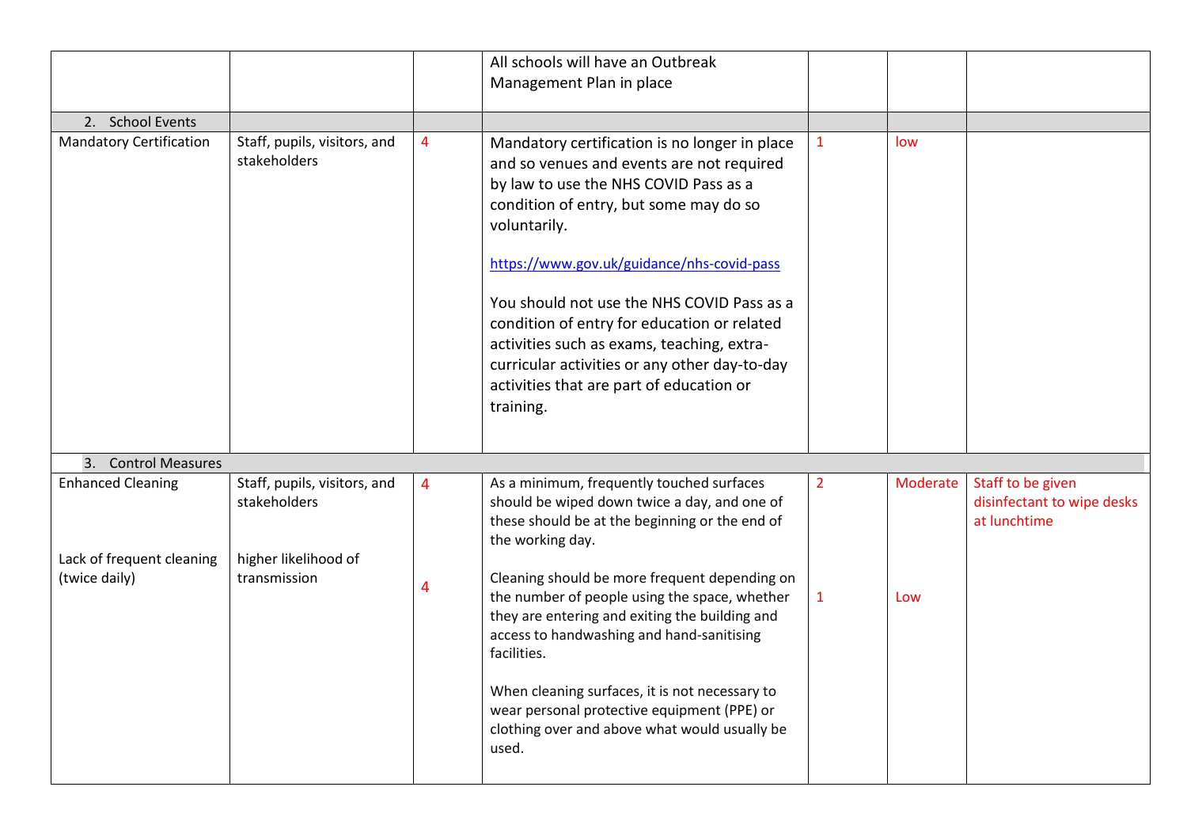| | | | | | | |
|---|---|---|---|---|---|---|
| | | | All schools will have an Outbreak Management Plan in place | | | |
| 2. School Events | | | | | | |
| Mandatory Certification | Staff, pupils, visitors, and stakeholders | 4 | Mandatory certification is no longer in place and so venues and events are not required by law to use the NHS COVID Pass as a condition of entry, but some may do so voluntarily.<br><br>https://www.gov.uk/guidance/nhs-covid-pass<br><br>You should not use the NHS COVID Pass as a condition of entry for education or related activities such as exams, teaching, extra-curricular activities or any other day-to-day activities that are part of education or training. | 1 | low | |
| 3. Control Measures | | | | | | |
| Enhanced Cleaning<br><br>Lack of frequent cleaning (twice daily) | Staff, pupils, visitors, and stakeholders<br><br>higher likelihood of transmission | 4<br><br>4 | As a minimum, frequently touched surfaces should be wiped down twice a day, and one of these should be at the beginning or the end of the working day.<br><br>Cleaning should be more frequent depending on the number of people using the space, whether they are entering and exiting the building and access to handwashing and hand-sanitising facilities.<br><br>When cleaning surfaces, it is not necessary to wear personal protective equipment (PPE) or clothing over and above what would usually be used. | 2<br><br>1 | Moderate<br><br>Low | Staff to be given disinfectant to wipe desks at lunchtime |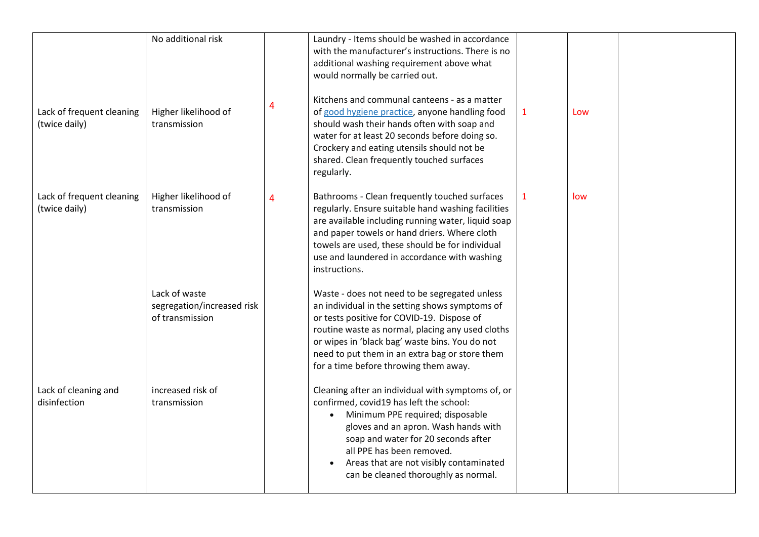| | | | | | | |
|---|---|---|---|---|---|---|
| | No additional risk | | Laundry - Items should be washed in accordance with the manufacturer's instructions. There is no additional washing requirement above what would normally be carried out. | | | |
| Lack of frequent cleaning (twice daily) | Higher likelihood of transmission | 4 | Kitchens and communal canteens - as a matter of good hygiene practice, anyone handling food should wash their hands often with soap and water for at least 20 seconds before doing so. Crockery and eating utensils should not be shared. Clean frequently touched surfaces regularly. | 1 | Low | |
| Lack of frequent cleaning (twice daily) | Higher likelihood of transmission | 4 | Bathrooms - Clean frequently touched surfaces regularly. Ensure suitable hand washing facilities are available including running water, liquid soap and paper towels or hand driers. Where cloth towels are used, these should be for individual use and laundered in accordance with washing instructions. | 1 | low | |
| | Lack of waste segregation/increased risk of transmission | | Waste - does not need to be segregated unless an individual in the setting shows symptoms of or tests positive for COVID-19. Dispose of routine waste as normal, placing any used cloths or wipes in 'black bag' waste bins. You do not need to put them in an extra bag or store them for a time before throwing them away. | | | |
| Lack of cleaning and disinfection | increased risk of transmission | | Cleaning after an individual with symptoms of, or confirmed, covid19 has left the school:<br>• Minimum PPE required; disposable gloves and an apron. Wash hands with soap and water for 20 seconds after all PPE has been removed.<br>• Areas that are not visibly contaminated can be cleaned thoroughly as normal. | | | |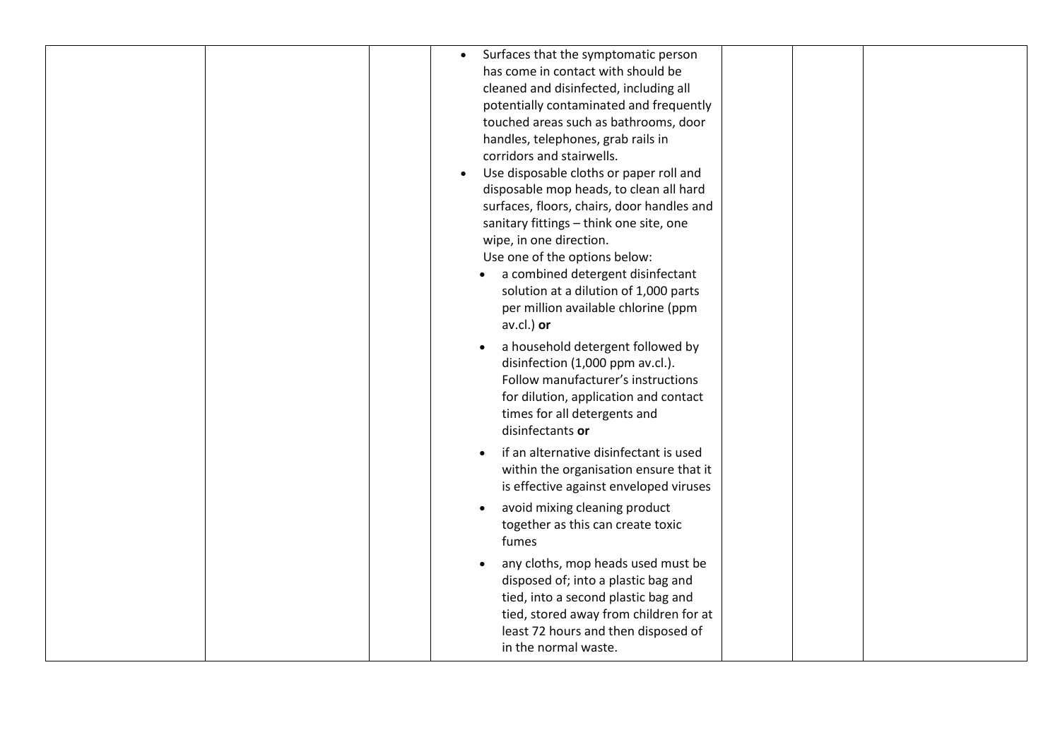| | | | | | | |
|---|---|---|---|---|---|---|
| | | | <ul><li>Surfaces that the symptomatic person has come in contact with should be cleaned and disinfected, including all potentially contaminated and frequently touched areas such as bathrooms, door handles, telephones, grab rails in corridors and stairwells.</li><li>Use disposable cloths or paper roll and disposable mop heads, to clean all hard surfaces, floors, chairs, door handles and sanitary fittings – think one site, one wipe, in one direction.<br>Use one of the options below:<ul><li>a combined detergent disinfectant solution at a dilution of 1,000 parts per million available chlorine (ppm av.cl.) **or**</li><li>a household detergent followed by disinfection (1,000 ppm av.cl.). Follow manufacturer's instructions for dilution, application and contact times for all detergents and disinfectants **or**</li><li>if an alternative disinfectant is used within the organisation ensure that it is effective against enveloped viruses</li><li>avoid mixing cleaning product together as this can create toxic fumes</li><li>any cloths, mop heads used must be disposed of; into a plastic bag and tied, into a second plastic bag and tied, stored away from children for at least 72 hours and then disposed of in the normal waste.</li></ul></li></ul> | | | |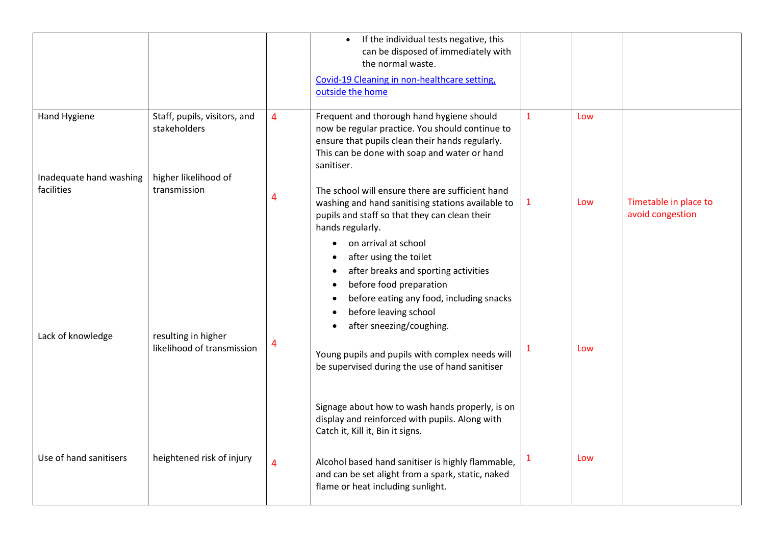| | | | | | | |
|---|---|---|---|---|---|---|
| | | | • If the individual tests negative, this can be disposed of immediately with the normal waste.<br><br>Covid-19 Cleaning in non-healthcare setting, outside the home | | | |
| Hand Hygiene | Staff, pupils, visitors, and stakeholders | 4 | Frequent and thorough hand hygiene should now be regular practice. You should continue to ensure that pupils clean their hands regularly. This can be done with soap and water or hand sanitiser. | 1 | Low | |
| Inadequate hand washing facilities | higher likelihood of transmission | 4 | The school will ensure there are sufficient hand washing and hand sanitising stations available to pupils and staff so that they can clean their hands regularly.<br>• on arrival at school<br>• after using the toilet<br>• after breaks and sporting activities<br>• before food preparation<br>• before eating any food, including snacks<br>• before leaving school<br>• after sneezing/coughing. | 1 | Low | Timetable in place to avoid congestion |
| Lack of knowledge | resulting in higher likelihood of transmission | 4 | Young pupils and pupils with complex needs will be supervised during the use of hand sanitiser<br><br>Signage about how to wash hands properly, is on display and reinforced with pupils. Along with Catch it, Kill it, Bin it signs. | 1 | Low | |
| Use of hand sanitisers | heightened risk of injury | 4 | Alcohol based hand sanitiser is highly flammable, and can be set alight from a spark, static, naked flame or heat including sunlight. | 1 | Low | |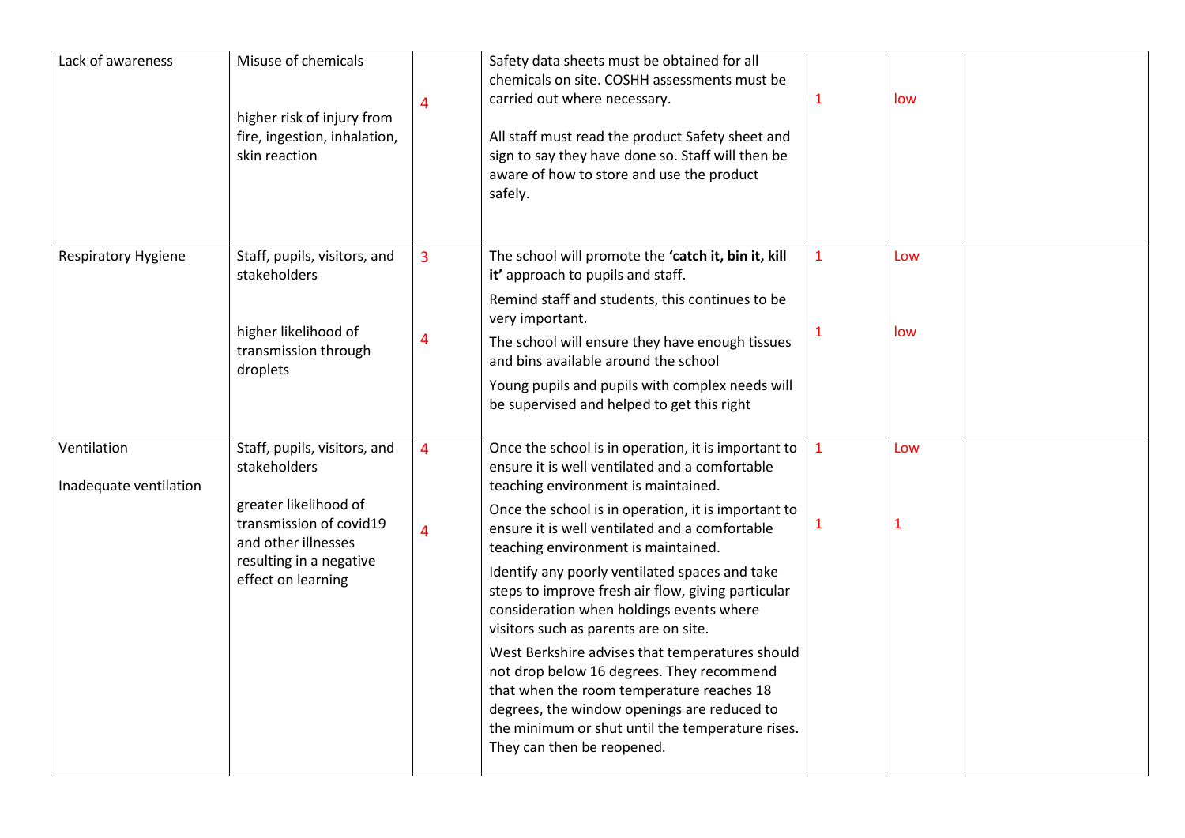| | | | | | | |
|---|---|---|---|---|---|---|
| Lack of awareness | Misuse of chemicals<br><br>higher risk of injury from fire, ingestion, inhalation, skin reaction | 4 | Safety data sheets must be obtained for all chemicals on site. COSHH assessments must be carried out where necessary.<br><br>All staff must read the product Safety sheet and sign to say they have done so. Staff will then be aware of how to store and use the product safely. | 1 | low | |
| Respiratory Hygiene | Staff, pupils, visitors, and stakeholders<br><br>higher likelihood of transmission through droplets | 3<br><br>4 | The school will promote the **'catch it, bin it, kill it'** approach to pupils and staff.<br>Remind staff and students, this continues to be very important.<br>The school will ensure they have enough tissues and bins available around the school<br>Young pupils and pupils with complex needs will be supervised and helped to get this right | 1<br><br>1 | Low<br><br>low | |
| Ventilation<br><br>Inadequate ventilation | Staff, pupils, visitors, and stakeholders<br><br>greater likelihood of transmission of covid19 and other illnesses resulting in a negative effect on learning | 4<br><br>4 | Once the school is in operation, it is important to ensure it is well ventilated and a comfortable teaching environment is maintained.<br>Once the school is in operation, it is important to ensure it is well ventilated and a comfortable teaching environment is maintained.<br>Identify any poorly ventilated spaces and take steps to improve fresh air flow, giving particular consideration when holdings events where visitors such as parents are on site.<br>West Berkshire advises that temperatures should not drop below 16 degrees. They recommend that when the room temperature reaches 18 degrees, the window openings are reduced to the minimum or shut until the temperature rises. They can then be reopened. | 1<br><br>1 | Low<br><br>1 | |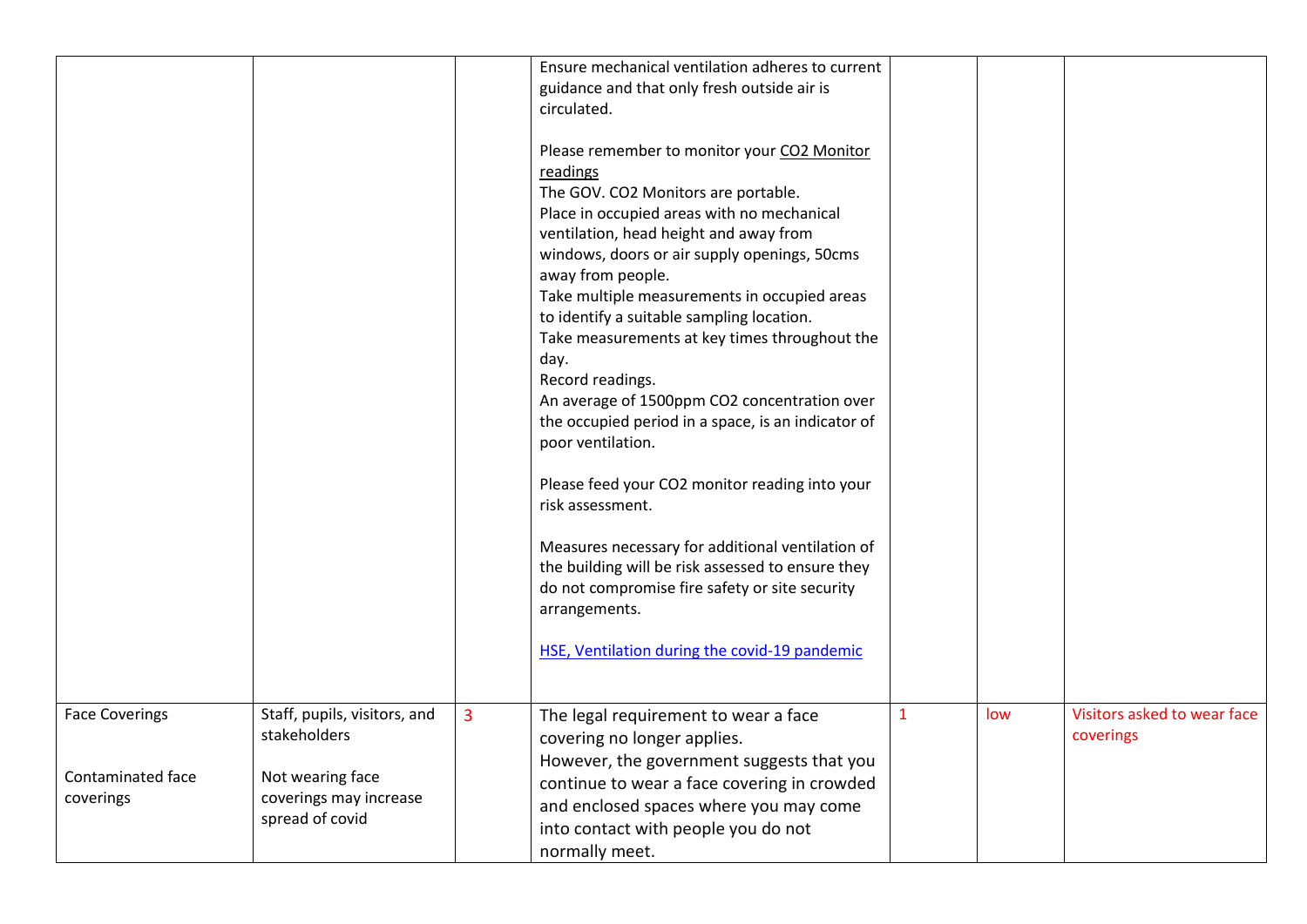| | | | | | | |
|---|---|---|---|---|---|---|
| | | | Ensure mechanical ventilation adheres to current guidance and that only fresh outside air is circulated.<br><br>Please remember to monitor your CO2 Monitor readings<br>The GOV. CO2 Monitors are portable.<br>Place in occupied areas with no mechanical ventilation, head height and away from windows, doors or air supply openings, 50cms away from people.<br>Take multiple measurements in occupied areas to identify a suitable sampling location.<br>Take measurements at key times throughout the day.<br>Record readings.<br>An average of 1500ppm CO2 concentration over the occupied period in a space, is an indicator of poor ventilation.<br><br>Please feed your CO2 monitor reading into your risk assessment.<br><br>Measures necessary for additional ventilation of the building will be risk assessed to ensure they do not compromise fire safety or site security arrangements.<br><br>[HSE, Ventilation during the covid-19 pandemic] | | | |
| Face Coverings<br><br>Contaminated face coverings | Staff, pupils, visitors, and stakeholders<br><br>Not wearing face coverings may increase spread of covid | 3 | The legal requirement to wear a face covering no longer applies.<br>However, the government suggests that you continue to wear a face covering in crowded and enclosed spaces where you may come into contact with people you do not normally meet. | 1 | low | Visitors asked to wear face coverings |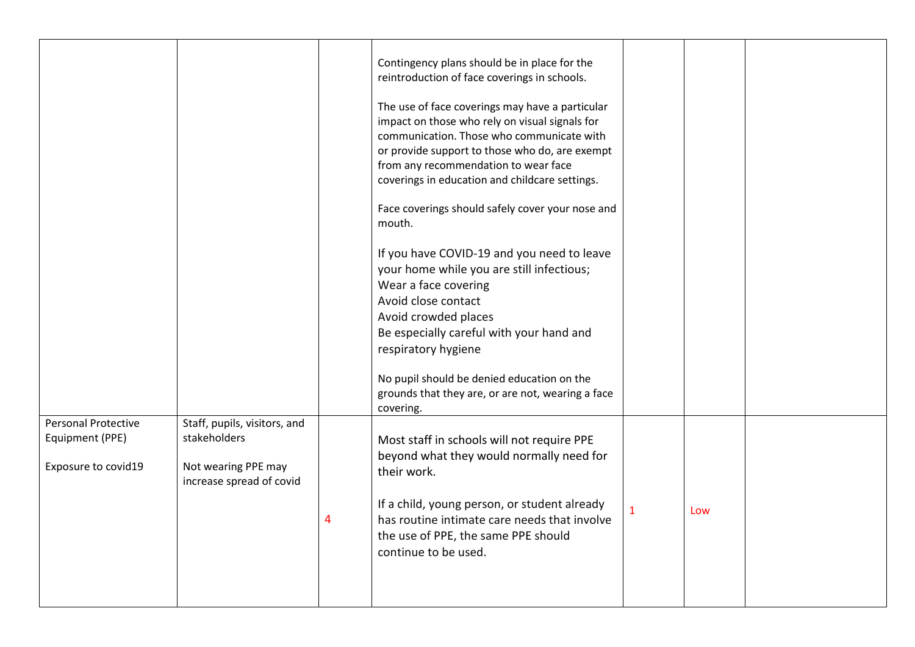| | | | | | | |
|---|---|---|---|---|---|---|
| | | | Contingency plans should be in place for the reintroduction of face coverings in schools.<br><br>The use of face coverings may have a particular impact on those who rely on visual signals for communication. Those who communicate with or provide support to those who do, are exempt from any recommendation to wear face coverings in education and childcare settings.<br><br>Face coverings should safely cover your nose and mouth.<br><br>If you have COVID-19 and you need to leave your home while you are still infectious;<br>Wear a face covering<br>Avoid close contact<br>Avoid crowded places<br>Be especially careful with your hand and respiratory hygiene<br><br>No pupil should be denied education on the grounds that they are, or are not, wearing a face covering. | | | |
| Personal Protective Equipment (PPE)<br><br>Exposure to covid19 | Staff, pupils, visitors, and stakeholders<br><br>Not wearing PPE may increase spread of covid | 4 | Most staff in schools will not require PPE beyond what they would normally need for their work.<br><br>If a child, young person, or student already has routine intimate care needs that involve the use of PPE, the same PPE should continue to be used. | 1 | Low | |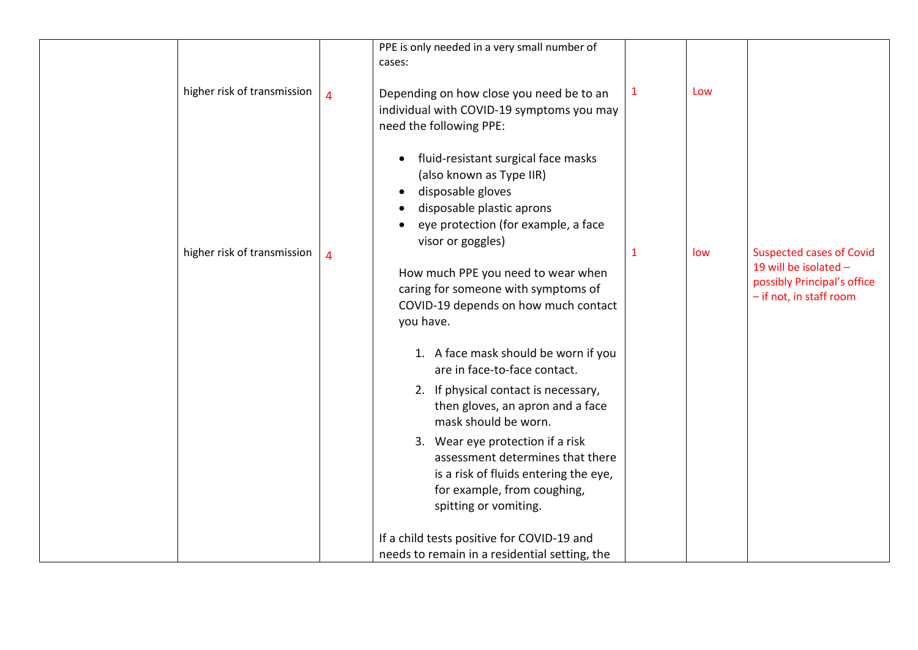| | | | | | | |
|---|---|---|---|---|---|---|
| | higher risk of transmission<br><br>higher risk of transmission | 4<br><br>4 | PPE is only needed in a very small number of cases:<br><br>Depending on how close you need be to an individual with COVID-19 symptoms you may need the following PPE:<br><br>• fluid-resistant surgical face masks (also known as Type IIR)<br>• disposable gloves<br>• disposable plastic aprons<br>• eye protection (for example, a face visor or goggles)<br><br>How much PPE you need to wear when caring for someone with symptoms of COVID-19 depends on how much contact you have.<br><br>1. A face mask should be worn if you are in face-to-face contact.<br>2. If physical contact is necessary, then gloves, an apron and a face mask should be worn.<br>3. Wear eye protection if a risk assessment determines that there is a risk of fluids entering the eye, for example, from coughing, spitting or vomiting.<br><br>If a child tests positive for COVID-19 and needs to remain in a residential setting, the | 1<br><br>1 | Low<br><br>low | Suspected cases of Covid 19 will be isolated – possibly Principal's office – if not, in staff room |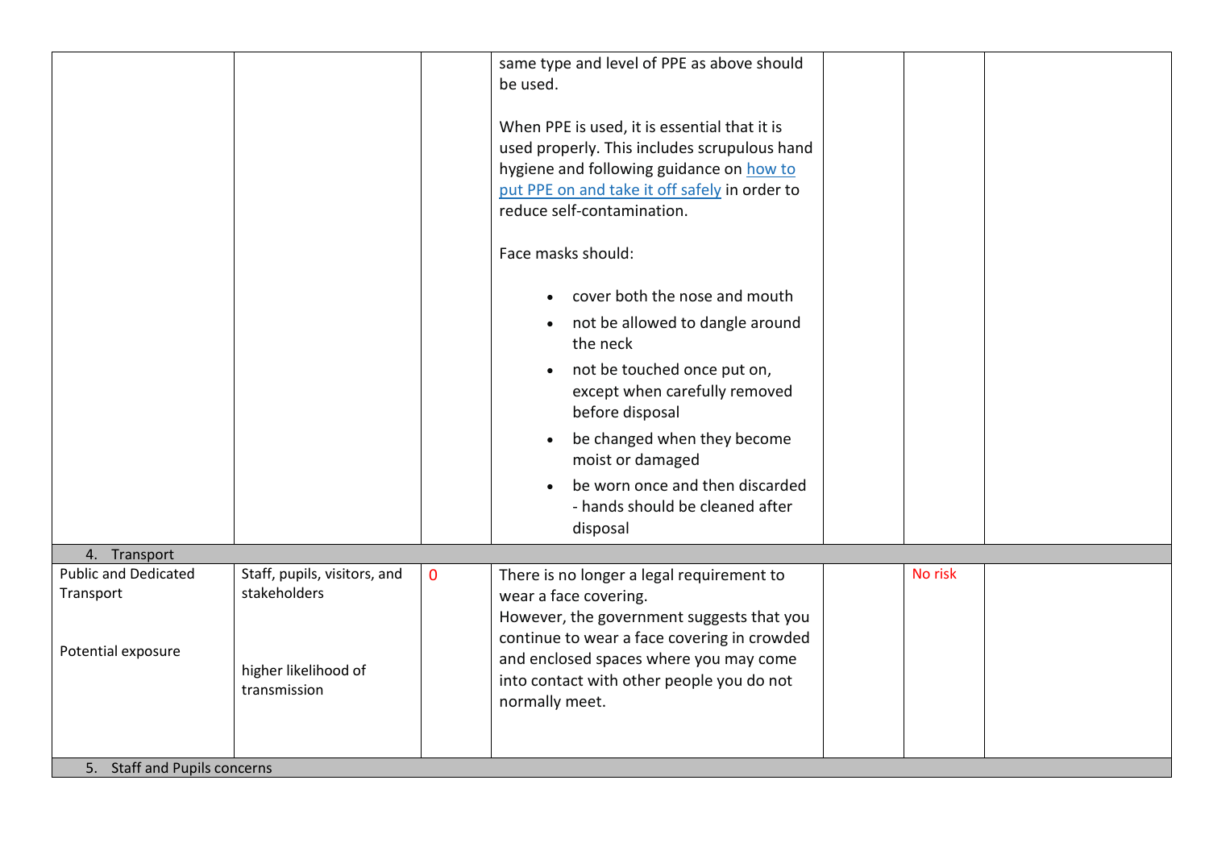| | | | | | | |
|---|---|---|---|---|---|---|
| | | | same type and level of PPE as above should be used.<br><br>When PPE is used, it is essential that it is used properly. This includes scrupulous hand hygiene and following guidance on [how to put PPE on and take it off safely]() in order to reduce self-contamination.<br><br>Face masks should:<br><br>• cover both the nose and mouth<br>• not be allowed to dangle around the neck<br>• not be touched once put on, except when carefully removed before disposal<br>• be changed when they become moist or damaged<br>• be worn once and then discarded - hands should be cleaned after disposal | | | |
| 4. Transport | | | | | | |
| Public and Dedicated Transport<br><br>Potential exposure | Staff, pupils, visitors, and stakeholders<br><br>higher likelihood of transmission | 0 | There is no longer a legal requirement to wear a face covering.<br>However, the government suggests that you continue to wear a face covering in crowded and enclosed spaces where you may come into contact with other people you do not normally meet. | | No risk | |
| 5. Staff and Pupils concerns | | | | | | |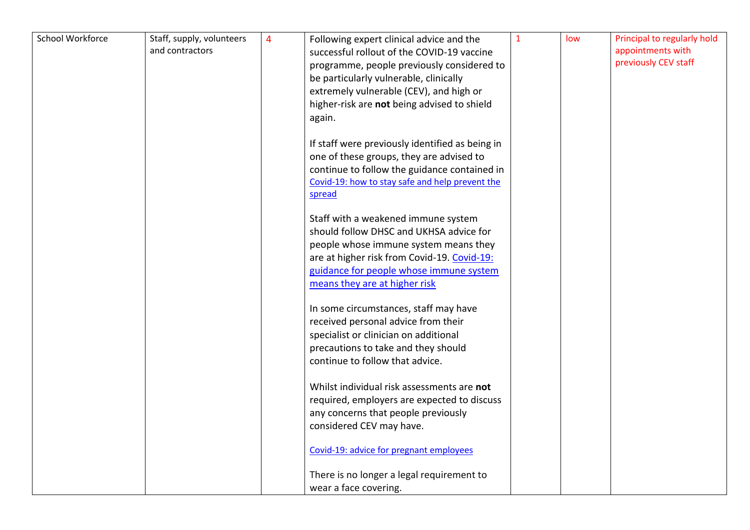| School Workforce | Staff, supply, volunteers and contractors | 4 | Following expert clinical advice and the successful rollout of the COVID-19 vaccine programme, people previously considered to be particularly vulnerable, clinically extremely vulnerable (CEV), and high or higher-risk are **not** being advised to shield again.<br><br>If staff were previously identified as being in one of these groups, they are advised to continue to follow the guidance contained in [Covid-19: how to stay safe and help prevent the spread]<br><br>Staff with a weakened immune system should follow DHSC and UKHSA advice for people whose immune system means they are at higher risk from Covid-19. [Covid-19: guidance for people whose immune system means they are at higher risk]<br><br>In some circumstances, staff may have received personal advice from their specialist or clinician on additional precautions to take and they should continue to follow that advice.<br><br>Whilst individual risk assessments are **not** required, employers are expected to discuss any concerns that people previously considered CEV may have.<br><br>[Covid-19: advice for pregnant employees]<br><br>There is no longer a legal requirement to wear a face covering. | 1 | low | Principal to regularly hold appointments with previously CEV staff |
|---|---|---|---|---|---|---|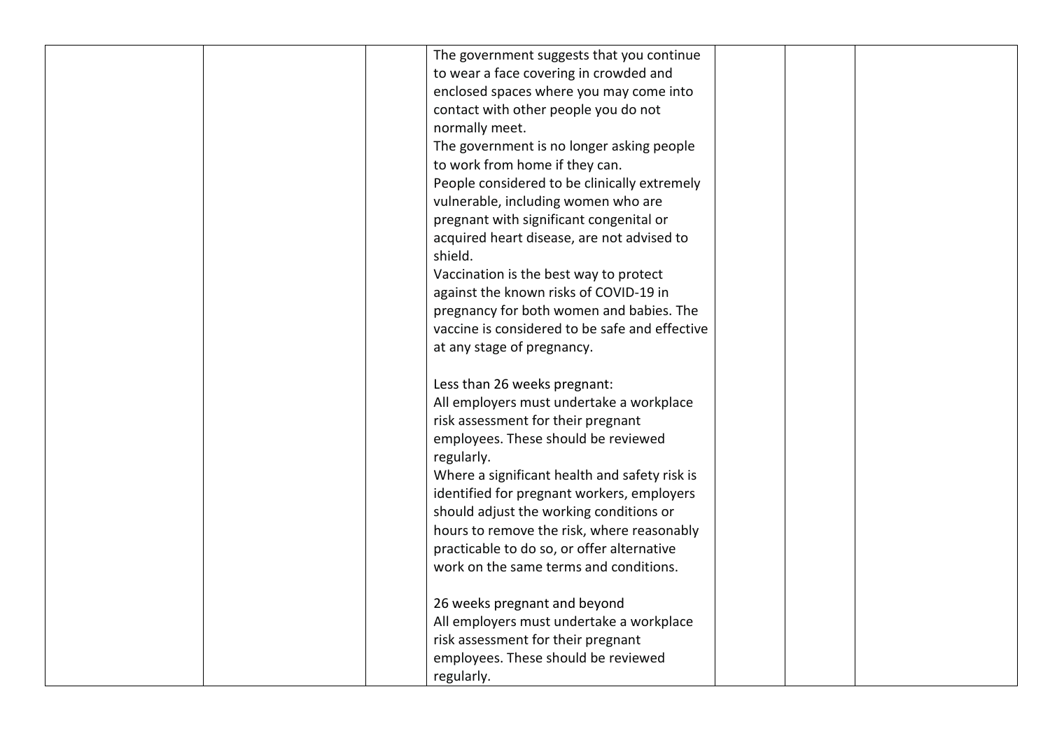| | | | | | | |
|---|---|---|---|---|---|---|
| | | | The government suggests that you continue to wear a face covering in crowded and enclosed spaces where you may come into contact with other people you do not normally meet.<br>The government is no longer asking people to work from home if they can.<br>People considered to be clinically extremely vulnerable, including women who are pregnant with significant congenital or acquired heart disease, are not advised to shield.<br>Vaccination is the best way to protect against the known risks of COVID-19 in pregnancy for both women and babies. The vaccine is considered to be safe and effective at any stage of pregnancy.<br><br>Less than 26 weeks pregnant:<br>All employers must undertake a workplace risk assessment for their pregnant employees. These should be reviewed regularly.<br>Where a significant health and safety risk is identified for pregnant workers, employers should adjust the working conditions or hours to remove the risk, where reasonably practicable to do so, or offer alternative work on the same terms and conditions.<br><br>26 weeks pregnant and beyond<br>All employers must undertake a workplace risk assessment for their pregnant employees. These should be reviewed regularly. | | | |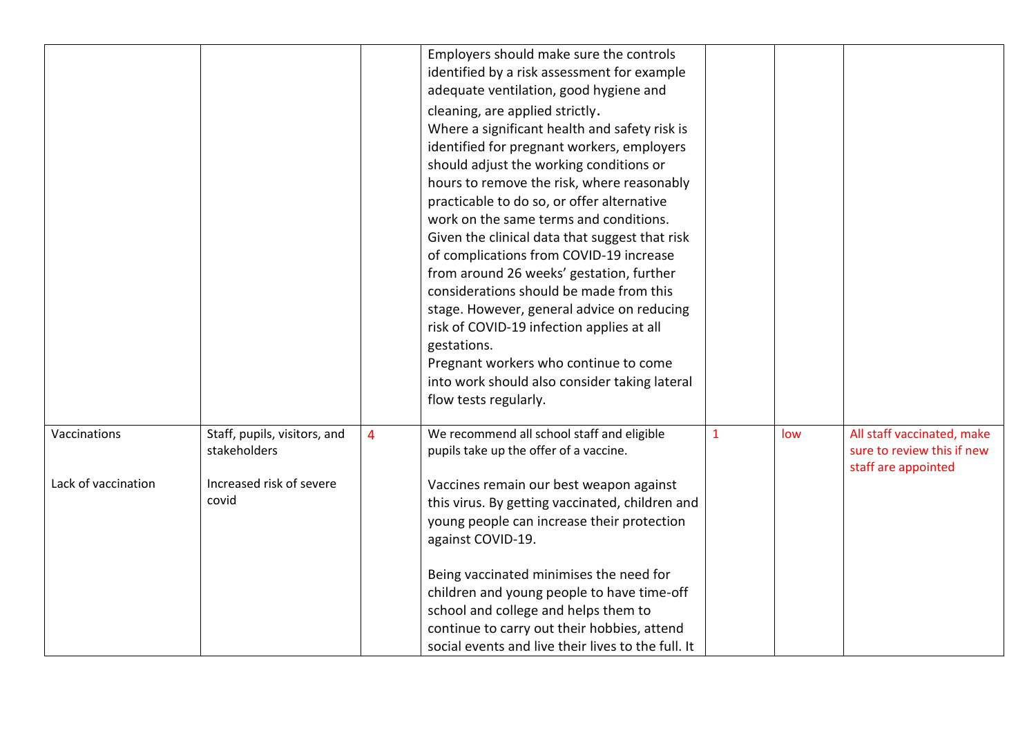|  |  |  |  |  |  |  |
|---|---|---|---|---|---|---|
|  |  |  | Employers should make sure the controls identified by a risk assessment for example adequate ventilation, good hygiene and cleaning, are applied strictly.<br>Where a significant health and safety risk is identified for pregnant workers, employers should adjust the working conditions or hours to remove the risk, where reasonably practicable to do so, or offer alternative work on the same terms and conditions.<br>Given the clinical data that suggest that risk of complications from COVID-19 increase from around 26 weeks' gestation, further considerations should be made from this stage. However, general advice on reducing risk of COVID-19 infection applies at all gestations.<br>Pregnant workers who continue to come into work should also consider taking lateral flow tests regularly. |  |  |  |
| Vaccinations<br><br>Lack of vaccination | Staff, pupils, visitors, and stakeholders<br><br>Increased risk of severe covid | 4 | We recommend all school staff and eligible pupils take up the offer of a vaccine.<br><br>Vaccines remain our best weapon against this virus. By getting vaccinated, children and young people can increase their protection against COVID-19.<br><br>Being vaccinated minimises the need for children and young people to have time-off school and college and helps them to continue to carry out their hobbies, attend social events and live their lives to the full. It | 1 | low | All staff vaccinated, make sure to review this if new staff are appointed |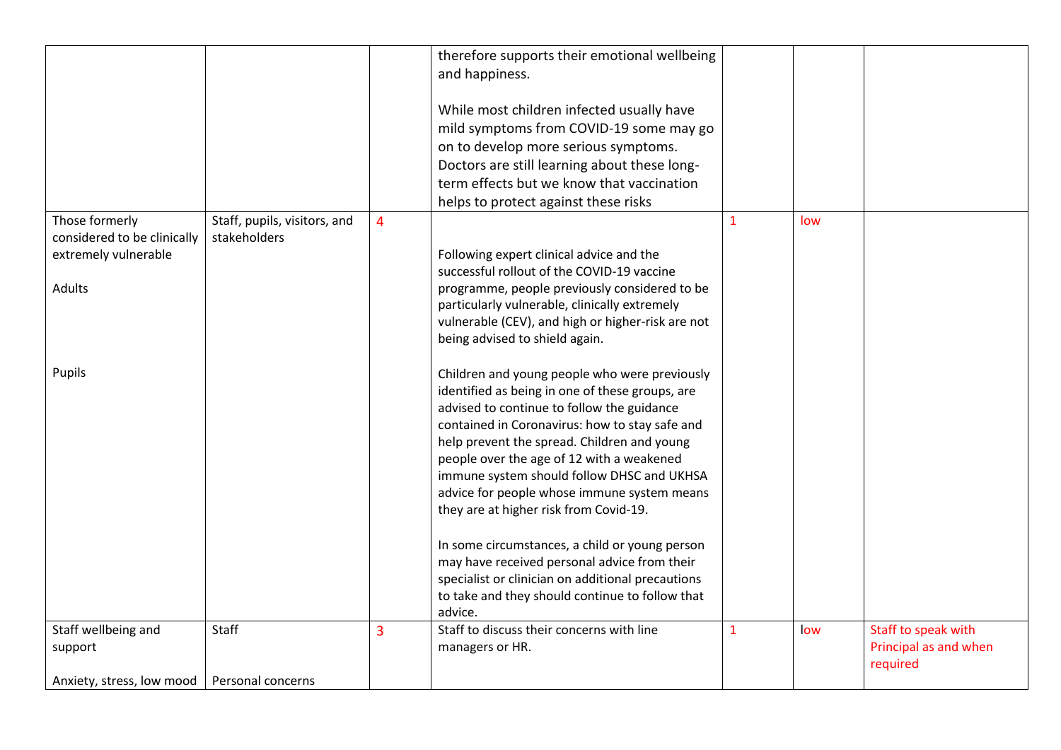| | | | | | | |
|---|---|---|---|---|---|---|
| | | | therefore supports their emotional wellbeing and happiness.<br><br>While most children infected usually have mild symptoms from COVID-19 some may go on to develop more serious symptoms. Doctors are still learning about these long-term effects but we know that vaccination helps to protect against these risks | | | |
| Those formerly considered to be clinically extremely vulnerable<br><br>Adults<br><br><br><br><br>Pupils | Staff, pupils, visitors, and stakeholders | 4 | Following expert clinical advice and the successful rollout of the COVID-19 vaccine programme, people previously considered to be particularly vulnerable, clinically extremely vulnerable (CEV), and high or higher-risk are not being advised to shield again.<br><br>Children and young people who were previously identified as being in one of these groups, are advised to continue to follow the guidance contained in Coronavirus: how to stay safe and help prevent the spread. Children and young people over the age of 12 with a weakened immune system should follow DHSC and UKHSA advice for people whose immune system means they are at higher risk from Covid-19.<br><br>In some circumstances, a child or young person may have received personal advice from their specialist or clinician on additional precautions to take and they should continue to follow that advice. | 1 | low | |
| Staff wellbeing and support<br><br>Anxiety, stress, low mood | Staff<br><br><br>Personal concerns | 3 | Staff to discuss their concerns with line managers or HR. | 1 | low | Staff to speak with Principal as and when required |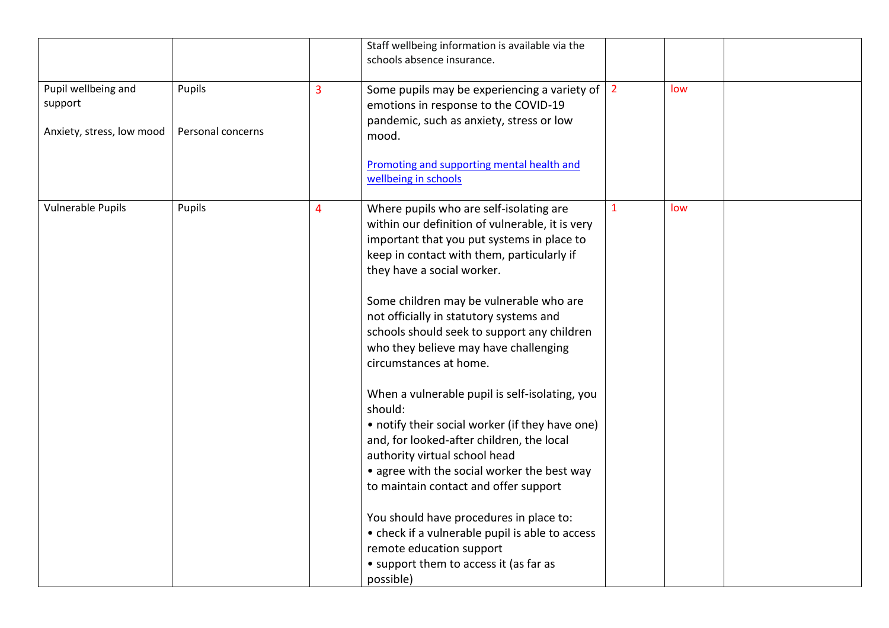| | | | | | | |
|---|---|---|---|---|---|---|
| | | | Staff wellbeing information is available via the schools absence insurance. | | | |
| Pupil wellbeing and support<br><br>Anxiety, stress, low mood | Pupils<br><br>Personal concerns | 3 | Some pupils may be experiencing a variety of emotions in response to the COVID-19 pandemic, such as anxiety, stress or low mood.<br><br>[Promoting and supporting mental health and wellbeing in schools] | 2 | low | |
| Vulnerable Pupils | Pupils | 4 | Where pupils who are self-isolating are within our definition of vulnerable, it is very important that you put systems in place to keep in contact with them, particularly if they have a social worker.<br><br>Some children may be vulnerable who are not officially in statutory systems and schools should seek to support any children who they believe may have challenging circumstances at home.<br><br>When a vulnerable pupil is self-isolating, you should:<br>• notify their social worker (if they have one) and, for looked-after children, the local authority virtual school head<br>• agree with the social worker the best way to maintain contact and offer support<br><br>You should have procedures in place to:<br>• check if a vulnerable pupil is able to access remote education support<br>• support them to access it (as far as possible) | 1 | low | |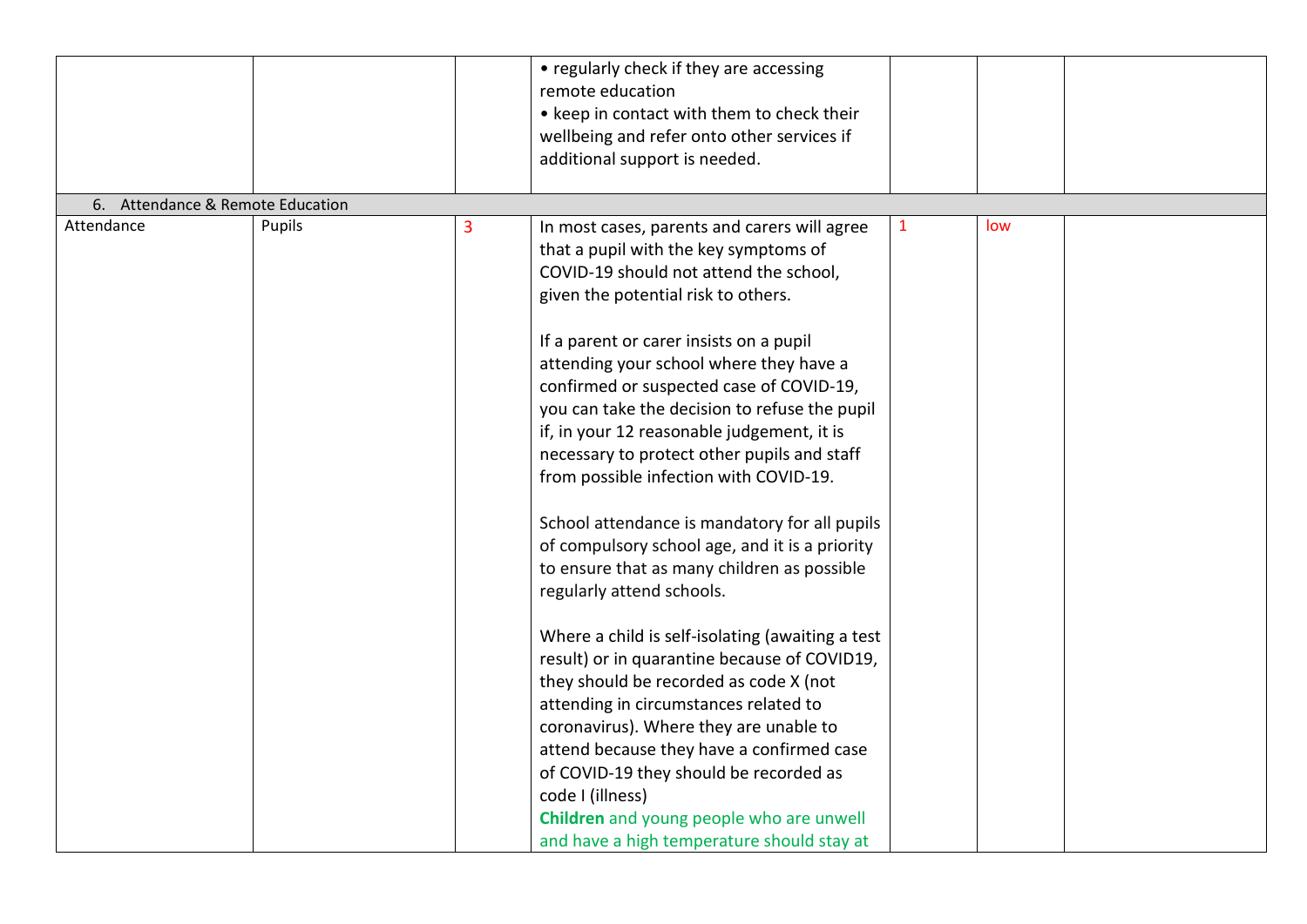| | | | | | | |
|---|---|---|---|---|---|---|
| | | | • regularly check if they are accessing remote education<br>• keep in contact with them to check their wellbeing and refer onto other services if additional support is needed. | | | |
| 6. Attendance & Remote Education | | | | | | |
| Attendance | Pupils | 3 | In most cases, parents and carers will agree that a pupil with the key symptoms of COVID-19 should not attend the school, given the potential risk to others.<br><br>If a parent or carer insists on a pupil attending your school where they have a confirmed or suspected case of COVID-19, you can take the decision to refuse the pupil if, in your 12 reasonable judgement, it is necessary to protect other pupils and staff from possible infection with COVID-19.<br><br>School attendance is mandatory for all pupils of compulsory school age, and it is a priority to ensure that as many children as possible regularly attend schools.<br><br>Where a child is self-isolating (awaiting a test result) or in quarantine because of COVID19, they should be recorded as code X (not attending in circumstances related to coronavirus). Where they are unable to attend because they have a confirmed case of COVID-19 they should be recorded as code I (illness)<br>**Children** and young people who are unwell and have a high temperature should stay at | 1 | low | |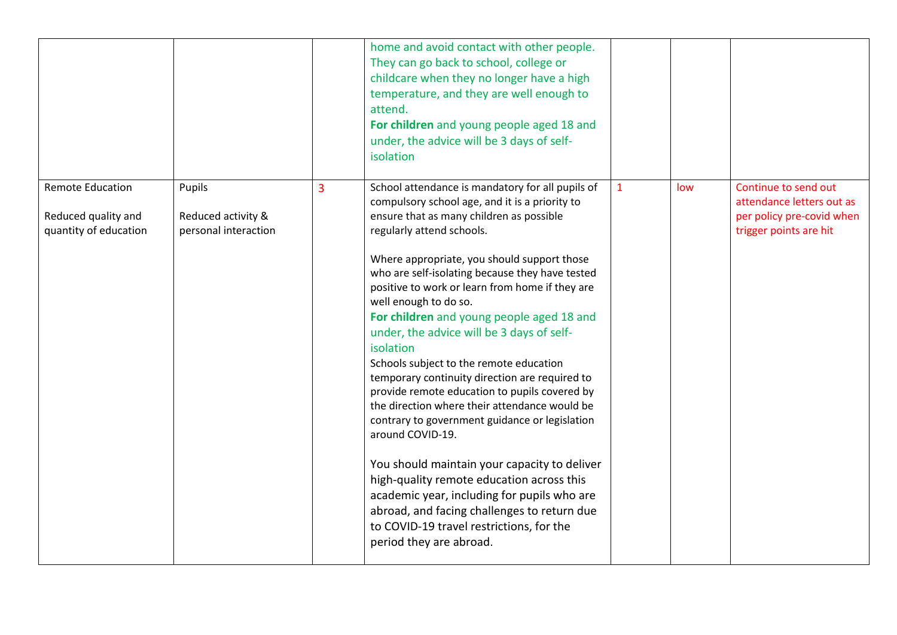| | | | | | | |
|---|---|---|---|---|---|---|
| | | | home and avoid contact with other people. They can go back to school, college or childcare when they no longer have a high temperature, and they are well enough to attend.<br>**For children** and young people aged 18 and under, the advice will be 3 days of self-isolation | | | |
| Remote Education<br><br>Reduced quality and quantity of education | Pupils<br><br>Reduced activity & personal interaction | 3 | School attendance is mandatory for all pupils of compulsory school age, and it is a priority to ensure that as many children as possible regularly attend schools.<br><br>Where appropriate, you should support those who are self-isolating because they have tested positive to work or learn from home if they are well enough to do so.<br>**For children** and young people aged 18 and under, the advice will be 3 days of self-isolation<br>Schools subject to the remote education temporary continuity direction are required to provide remote education to pupils covered by the direction where their attendance would be contrary to government guidance or legislation around COVID-19.<br><br>You should maintain your capacity to deliver high-quality remote education across this academic year, including for pupils who are abroad, and facing challenges to return due to COVID-19 travel restrictions, for the period they are abroad. | 1 | low | Continue to send out attendance letters out as per policy pre-covid when trigger points are hit |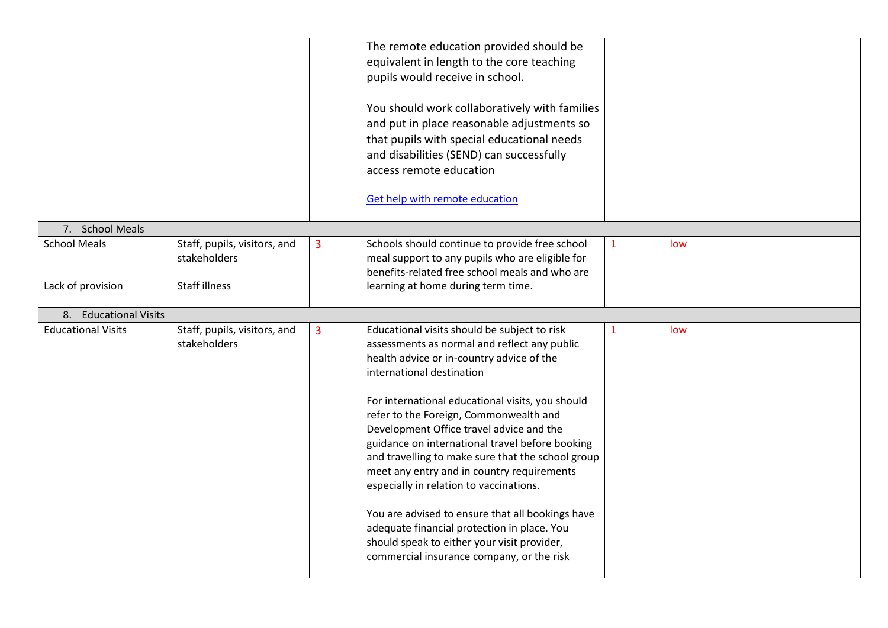| | | | | | | |
|---|---|---|---|---|---|---|
| | | | The remote education provided should be equivalent in length to the core teaching pupils would receive in school.<br><br>You should work collaboratively with families and put in place reasonable adjustments so that pupils with special educational needs and disabilities (SEND) can successfully access remote education<br><br>[Get help with remote education]() | | | |
| 7. School Meals | | | | | | |
| School Meals<br><br>Lack of provision | Staff, pupils, visitors, and stakeholders<br><br>Staff illness | 3 | Schools should continue to provide free school meal support to any pupils who are eligible for benefits-related free school meals and who are learning at home during term time. | 1 | low | |
| 8. Educational Visits | | | | | | |
| Educational Visits | Staff, pupils, visitors, and stakeholders | 3 | Educational visits should be subject to risk assessments as normal and reflect any public health advice or in-country advice of the international destination<br><br>For international educational visits, you should refer to the Foreign, Commonwealth and Development Office travel advice and the guidance on international travel before booking and travelling to make sure that the school group meet any entry and in country requirements especially in relation to vaccinations.<br><br>You are advised to ensure that all bookings have adequate financial protection in place. You should speak to either your visit provider, commercial insurance company, or the risk | 1 | low | |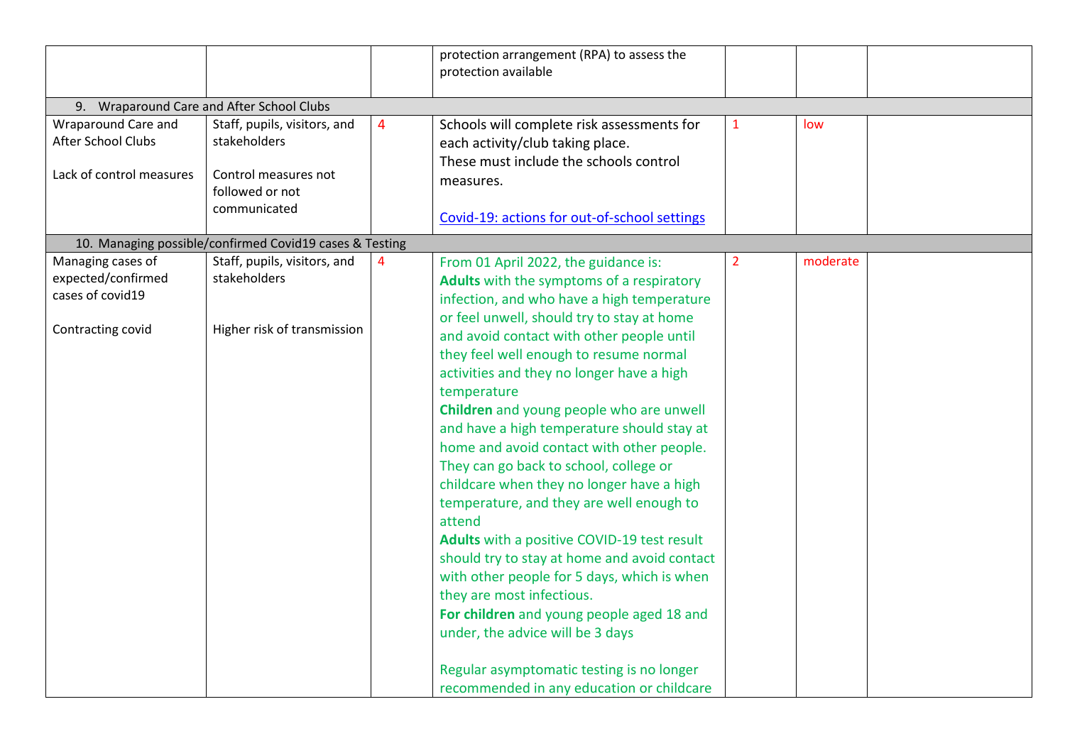| | | | | | | |
|---|---|---|---|---|---|---|
| | | | protection arrangement (RPA) to assess the protection available | | | |
| 9. Wraparound Care and After School Clubs | | | | | | |
| Wraparound Care and After School Clubs<br><br>Lack of control measures | Staff, pupils, visitors, and stakeholders<br><br>Control measures not followed or not communicated | 4 | Schools will complete risk assessments for each activity/club taking place.<br>These must include the schools control measures.<br><br>[Covid-19: actions for out-of-school settings]() | 1 | low | |
| 10. Managing possible/confirmed Covid19 cases & Testing | | | | | | |
| Managing cases of expected/confirmed cases of covid19<br><br>Contracting covid | Staff, pupils, visitors, and stakeholders<br><br>Higher risk of transmission | 4 | From 01 April 2022, the guidance is:<br>**Adults** with the symptoms of a respiratory infection, and who have a high temperature or feel unwell, should try to stay at home and avoid contact with other people until they feel well enough to resume normal activities and they no longer have a high temperature<br>**Children** and young people who are unwell and have a high temperature should stay at home and avoid contact with other people. They can go back to school, college or childcare when they no longer have a high temperature, and they are well enough to attend<br>**Adults** with a positive COVID-19 test result should try to stay at home and avoid contact with other people for 5 days, which is when they are most infectious.<br>**For children** and young people aged 18 and under, the advice will be 3 days<br><br>Regular asymptomatic testing is no longer recommended in any education or childcare | 2 | moderate | |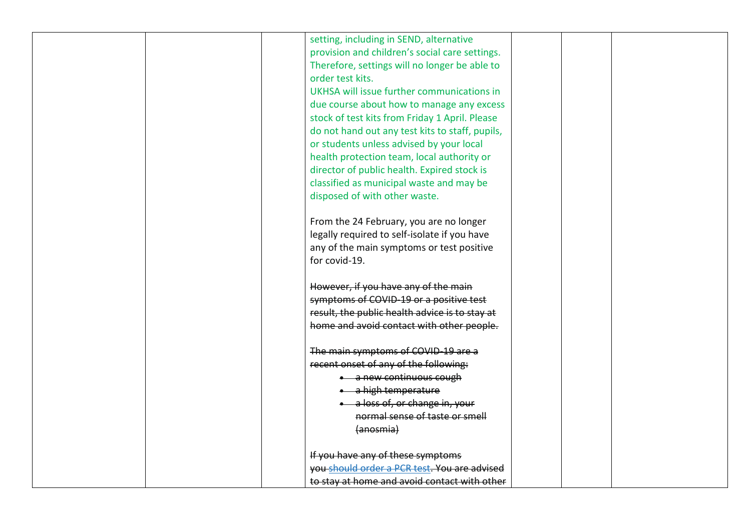| | | | | | | |
|---|---|---|---|---|---|---|
| | | | setting, including in SEND, alternative provision and children's social care settings. Therefore, settings will no longer be able to order test kits.<br>UKHSA will issue further communications in due course about how to manage any excess stock of test kits from Friday 1 April. Please do not hand out any test kits to staff, pupils, or students unless advised by your local health protection team, local authority or director of public health. Expired stock is classified as municipal waste and may be disposed of with other waste.<br><br>From the 24 February, you are no longer legally required to self-isolate if you have any of the main symptoms or test positive for covid-19.<br><br>~~However, if you have any of the main symptoms of COVID-19 or a positive test result, the public health advice is to stay at home and avoid contact with other people.~~<br><br>~~The main symptoms of COVID-19 are a recent onset of any of the following:~~<br>• ~~a new continuous cough~~<br>• ~~a high temperature~~<br>• ~~a loss of, or change in, your normal sense of taste or smell (anosmia)~~<br><br>~~If you have any of these symptoms you should order a PCR test. You are advised to stay at home and avoid contact with other~~ | | | |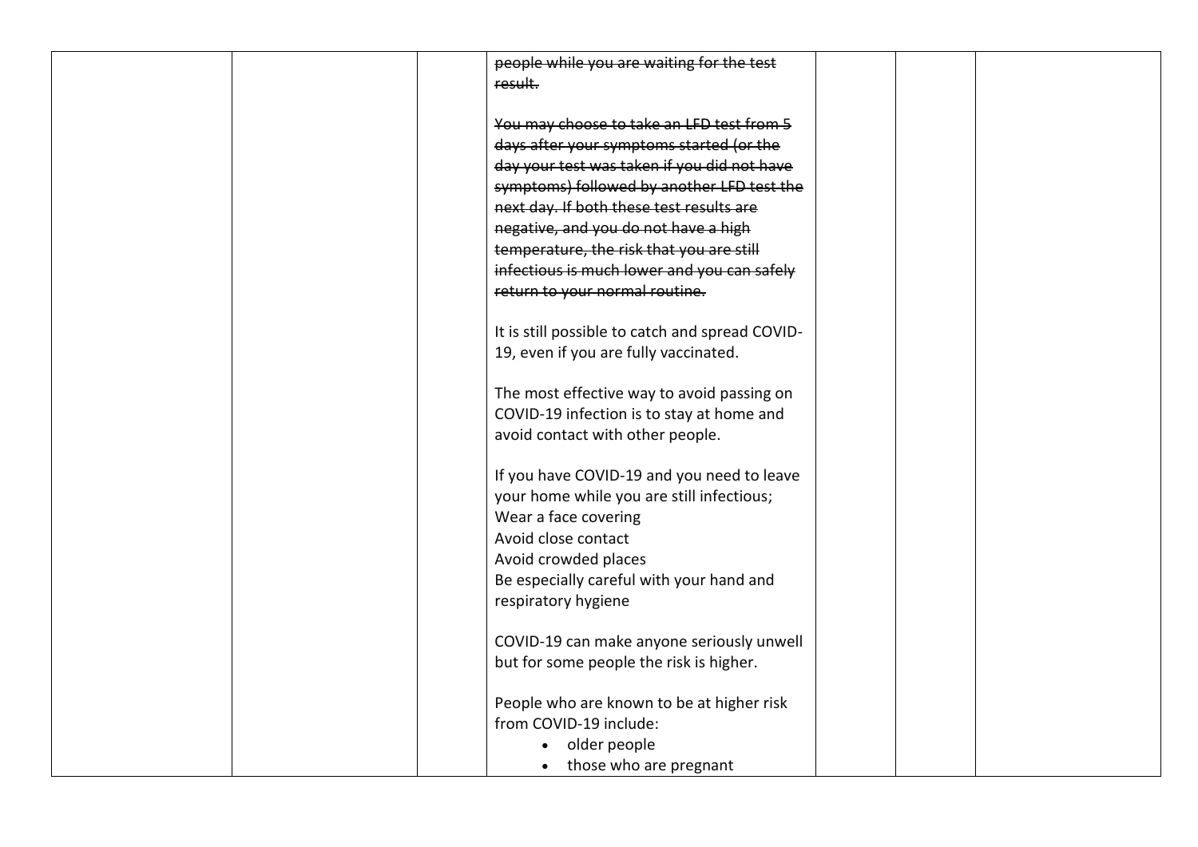| | | | ~~people while you are waiting for the test result.~~<br><br>~~You may choose to take an LFD test from 5 days after your symptoms started (or the day your test was taken if you did not have symptoms) followed by another LFD test the next day. If both these test results are negative, and you do not have a high temperature, the risk that you are still infectious is much lower and you can safely return to your normal routine.~~<br><br>It is still possible to catch and spread COVID-19, even if you are fully vaccinated.<br><br>The most effective way to avoid passing on COVID-19 infection is to stay at home and avoid contact with other people.<br><br>If you have COVID-19 and you need to leave your home while you are still infectious;<br>Wear a face covering<br>Avoid close contact<br>Avoid crowded places<br>Be especially careful with your hand and respiratory hygiene<br><br>COVID-19 can make anyone seriously unwell but for some people the risk is higher.<br><br>People who are known to be at higher risk from COVID-19 include:<br>• older people<br>• those who are pregnant | | | |
|---|---|---|---|---|---|---|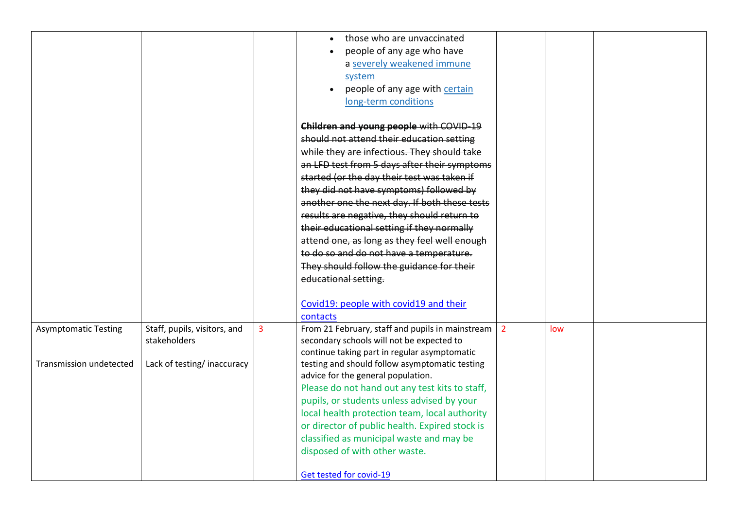|  |  |  |  |  |  |  |
|---|---|---|---|---|---|---|
|  |  |  | • those who are unvaccinated<br>• people of any age who have a severely weakened immune system<br>• people of any age with certain long-term conditions<br><br>~~**Children and young people** with COVID-19 should not attend their education setting while they are infectious. They should take an LFD test from 5 days after their symptoms started (or the day their test was taken if they did not have symptoms) followed by another one the next day. If both these tests results are negative, they should return to their educational setting if they normally attend one, as long as they feel well enough to do so and do not have a temperature. They should follow the guidance for their educational setting.~~<br><br>Covid19: people with covid19 and their contacts |  |  |  |
| Asymptomatic Testing<br><br>Transmission undetected | Staff, pupils, visitors, and stakeholders<br><br>Lack of testing/ inaccuracy | 3 | From 21 February, staff and pupils in mainstream secondary schools will not be expected to continue taking part in regular asymptomatic testing and should follow asymptomatic testing advice for the general population.<br>Please do not hand out any test kits to staff, pupils, or students unless advised by your local health protection team, local authority or director of public health. Expired stock is classified as municipal waste and may be disposed of with other waste.<br><br>Get tested for covid-19 | 2 | low |  |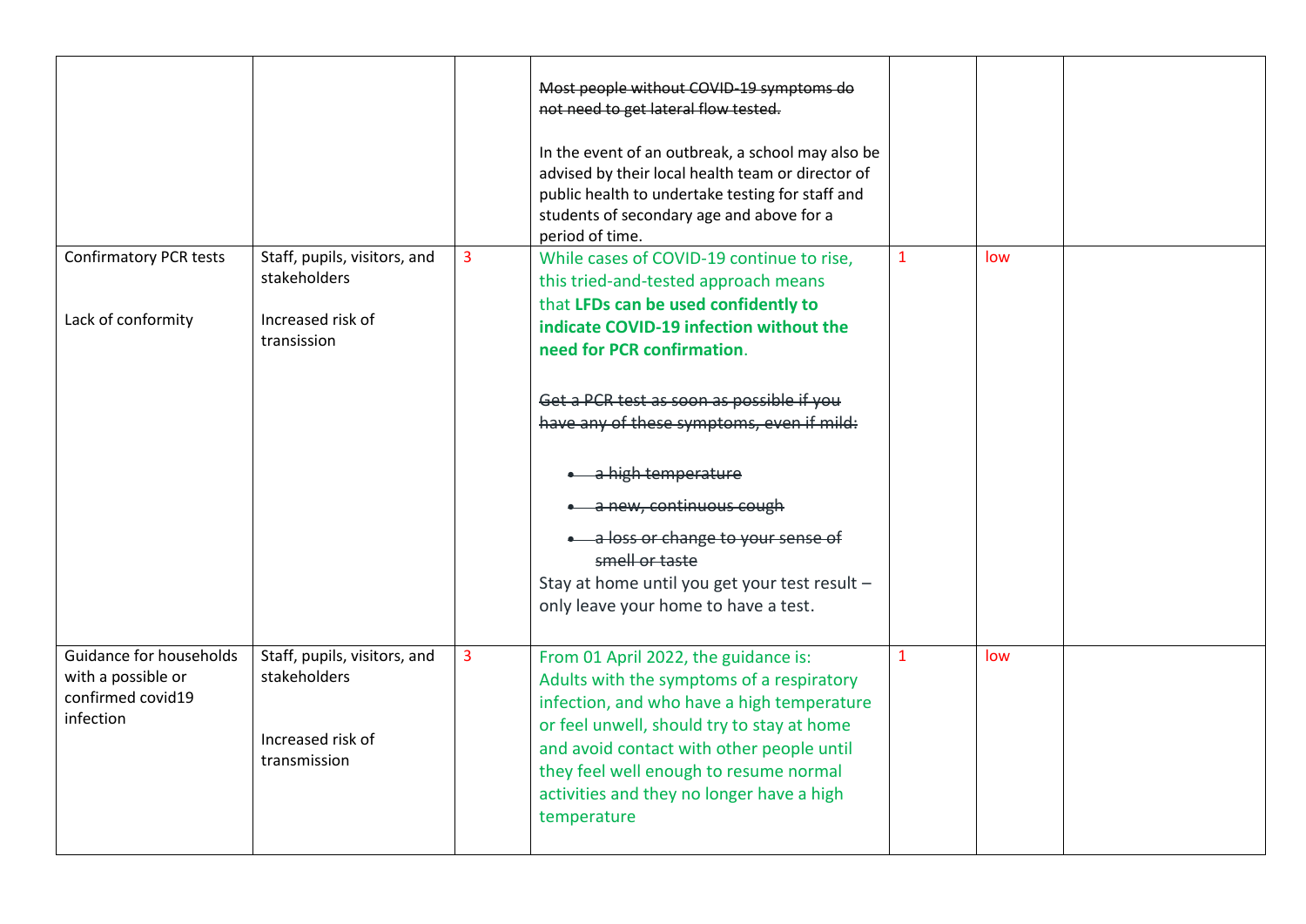| | | | | | | |
|---|---|---|---|---|---|---|
| | | | ~~Most people without COVID-19 symptoms do not need to get lateral flow tested.~~<br><br>In the event of an outbreak, a school may also be advised by their local health team or director of public health to undertake testing for staff and students of secondary age and above for a period of time. | | | |
| Confirmatory PCR tests<br><br>Lack of conformity | Staff, pupils, visitors, and stakeholders<br><br>Increased risk of transission | 3 | While cases of COVID-19 continue to rise, this tried-and-tested approach means that **LFDs can be used confidently to indicate COVID-19 infection without the need for PCR confirmation**.<br><br>~~Get a PCR test as soon as possible if you have any of these symptoms, even if mild:~~<br><br>• ~~a high temperature~~<br>• ~~a new, continuous cough~~<br>• ~~a loss or change to your sense of smell or taste~~<br><br>Stay at home until you get your test result – only leave your home to have a test. | 1 | low | |
| Guidance for households with a possible or confirmed covid19 infection | Staff, pupils, visitors, and stakeholders<br><br>Increased risk of transmission | 3 | From 01 April 2022, the guidance is:<br>Adults with the symptoms of a respiratory infection, and who have a high temperature or feel unwell, should try to stay at home and avoid contact with other people until they feel well enough to resume normal activities and they no longer have a high temperature | 1 | low | |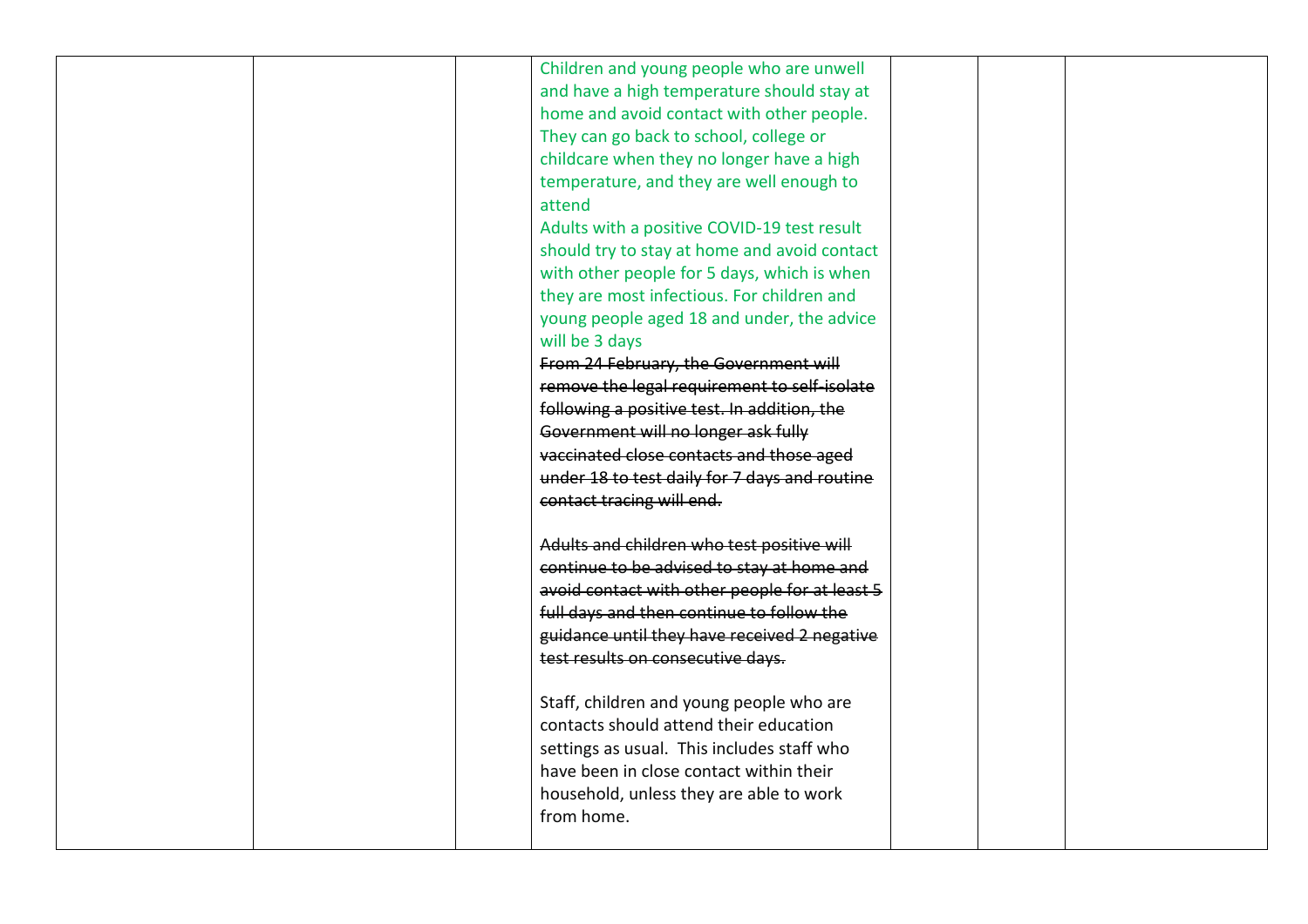|  |  |  | Children and young people who are unwell and have a high temperature should stay at home and avoid contact with other people. They can go back to school, college or childcare when they no longer have a high temperature, and they are well enough to attend<br>Adults with a positive COVID-19 test result should try to stay at home and avoid contact with other people for 5 days, which is when they are most infectious. For children and young people aged 18 and under, the advice will be 3 days<br>~~From 24 February, the Government will remove the legal requirement to self-isolate following a positive test. In addition, the Government will no longer ask fully vaccinated close contacts and those aged under 18 to test daily for 7 days and routine contact tracing will end.~~<br><br>~~Adults and children who test positive will continue to be advised to stay at home and avoid contact with other people for at least 5 full days and then continue to follow the guidance until they have received 2 negative test results on consecutive days.~~<br><br>Staff, children and young people who are contacts should attend their education settings as usual. This includes staff who have been in close contact within their household, unless they are able to work from home. |  |  |  |
|---|---|---|---|---|---|---|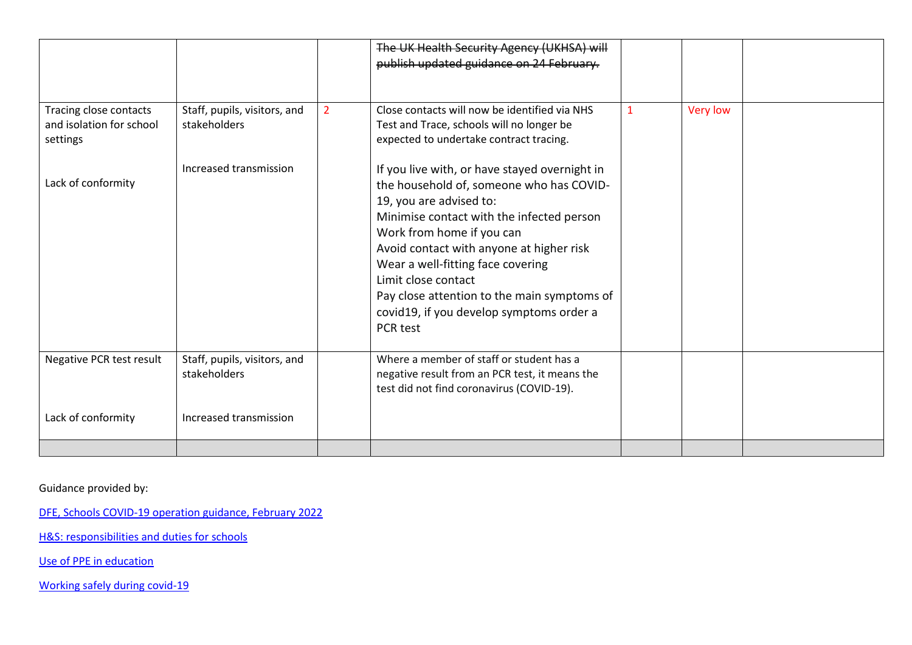| | | | | | | |
|---|---|---|---|---|---|---|
| | | | ~~The UK Health Security Agency (UKHSA) will publish updated guidance on 24 February.~~ | | | |
| Tracing close contacts and isolation for school settings<br><br>Lack of conformity | Staff, pupils, visitors, and stakeholders<br><br>Increased transmission | 2 | Close contacts will now be identified via NHS Test and Trace, schools will no longer be expected to undertake contract tracing.<br><br>If you live with, or have stayed overnight in the household of, someone who has COVID-19, you are advised to:<br>Minimise contact with the infected person<br>Work from home if you can<br>Avoid contact with anyone at higher risk<br>Wear a well-fitting face covering<br>Limit close contact<br>Pay close attention to the main symptoms of covid19, if you develop symptoms order a PCR test | 1 | Very low | |
| Negative PCR test result<br><br>Lack of conformity | Staff, pupils, visitors, and stakeholders<br><br>Increased transmission | | Where a member of staff or student has a negative result from an PCR test, it means the test did not find coronavirus (COVID-19). | | | |
| | | | | | | |

Guidance provided by:

DFE, Schools COVID-19 operation guidance, February 2022

H&S: responsibilities and duties for schools

Use of PPE in education

Working safely during covid-19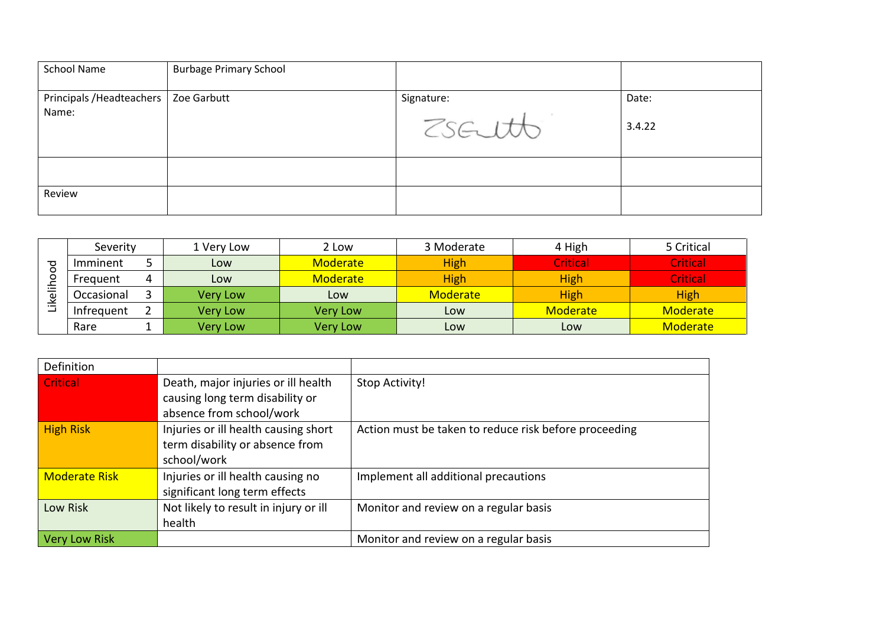| | | | |
|---|---|---|---|
| School Name | Burbage Primary School | | |
| Principals /Headteachers Name: | Zoe Garbutt | Signature: ZSGarbutt | Date: 3.4.22 |
| | | | |
| Review | | | |

| | Severity | | 1 Very Low | 2 Low | 3 Moderate | 4 High | 5 Critical |
|---|---|---|---|---|---|---|---|
| Likelihood | Imminent | 5 | Low | Moderate | High | Critical | Critical |
| | Frequent | 4 | Low | Moderate | High | High | Critical |
| | Occasional | 3 | Very Low | Low | Moderate | High | High |
| | Infrequent | 2 | Very Low | Very Low | Low | Moderate | Moderate |
| | Rare | 1 | Very Low | Very Low | Low | Low | Moderate |

| Definition | | |
|---|---|---|
| Critical | Death, major injuries or ill health causing long term disability or absence from school/work | Stop Activity! |
| High Risk | Injuries or ill health causing short term disability or absence from school/work | Action must be taken to reduce risk before proceeding |
| Moderate Risk | Injuries or ill health causing no significant long term effects | Implement all additional precautions |
| Low Risk | Not likely to result in injury or ill health | Monitor and review on a regular basis |
| Very Low Risk | | Monitor and review on a regular basis |